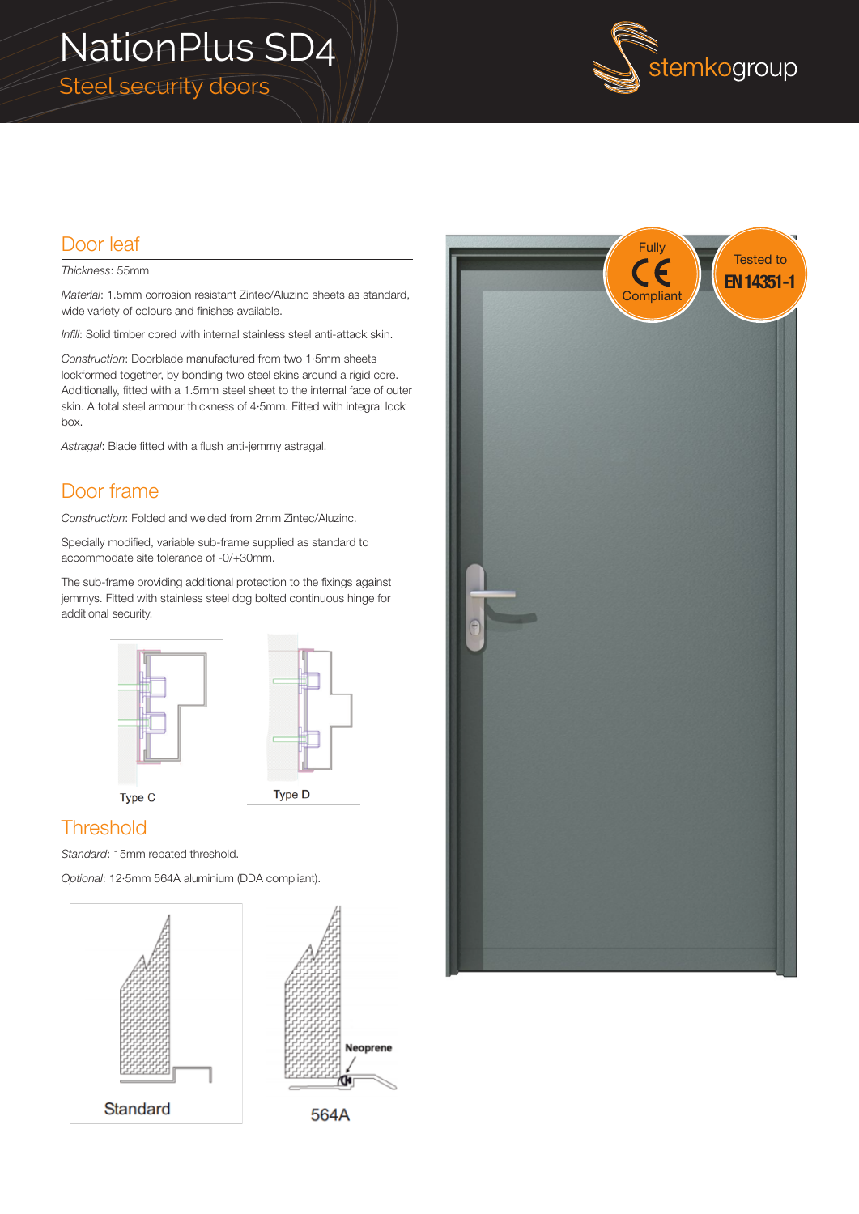# NationPlus SD4

## Steel security doors

stemkogroup

## Door leaf

*Thickness*: 55mm

*Material*: 1.5mm corrosion resistant Zintec/Aluzinc sheets as standard, wide variety of colours and finishes available.

*Infill*: Solid timber cored with internal stainless steel anti-attack skin.

*Construction*: Doorblade manufactured from two 1·5mm sheets lockformed together, by bonding two steel skins around a rigid core. Additionally, fitted with a 1.5mm steel sheet to the internal face of outer skin. A total steel armour thickness of 4·5mm. Fitted with integral lock box.

*Astragal*: Blade fitted with a flush anti-jemmy astragal.

## Door frame

*Construction*: Folded and welded from 2mm Zintec/Aluzinc.

Specially modified, variable sub-frame supplied as standard to accommodate site tolerance of -0/+30mm.

The sub-frame providing additional protection to the fixings against jemmys. Fitted with stainless steel dog bolted continuous hinge for additional security.

Type C

Type D

## Threshold

*Standard*: 15mm rebated threshold.

*Optional*: 12·5mm 564A aluminium (DDA compliant).

Standard

Neoprene

564A

Fully CE Compliant

Tested to EN 14351-1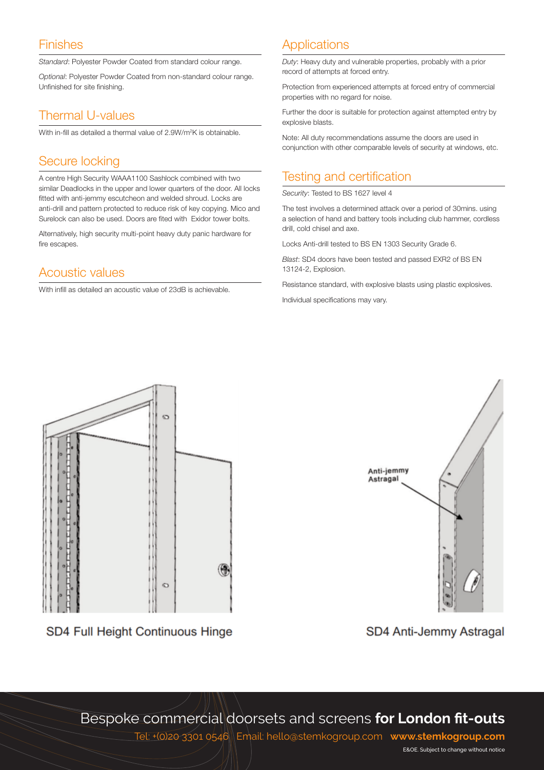## Finishes

*Standard*: Polyester Powder Coated from standard colour range.

*Optional*: Polyester Powder Coated from non-standard colour range. Unfinished for site finishing.

## Thermal U-values

With in-fill as detailed a thermal value of 2.9W/m$^2$K is obtainable.

## Secure locking

A centre High Security WAAA1100 Sashlock combined with two similar Deadlocks in the upper and lower quarters of the door. All locks fitted with anti-jemmy escutcheon and welded shroud. Locks are anti-drill and pattern protected to reduce risk of key copying. Mico and Surelock can also be used. Doors are fited with  Exidor tower bolts.

Alternatively, high security multi-point heavy duty panic hardware for fire escapes.

## Acoustic values

With infill as detailed an acoustic value of 23dB is achievable.

## Applications

*Duty*: Heavy duty and vulnerable properties, probably with a prior record of attempts at forced entry.

Protection from experienced attempts at forced entry of commercial properties with no regard for noise.

Further the door is suitable for protection against attempted entry by explosive blasts.

Note: All duty recommendations assume the doors are used in conjunction with other comparable levels of security at windows, etc.

## Testing and certification

*Security*: Tested to BS 1627 level 4

The test involves a determined attack over a period of 30mins. using a selection of hand and battery tools including club hammer, cordless drill, cold chisel and axe.

Locks Anti-drill tested to BS EN 1303 Security Grade 6.

*Blast*: SD4 doors have been tested and passed EXR2 of BS EN 13124-2, Explosion.

Resistance standard, with explosive blasts using plastic explosives.

Individual specifications may vary.

SD4 Full Height Continuous Hinge

Anti-jemmy Astragal

SD4 Anti-Jemmy Astragal

Bespoke commercial doorsets and screens **for London fit-outs**

Tel: +(0)20 3301 0546  Email: hello@stemkogroup.com  **www.stemkogroup.com**

E&OE. Subject to change without notice